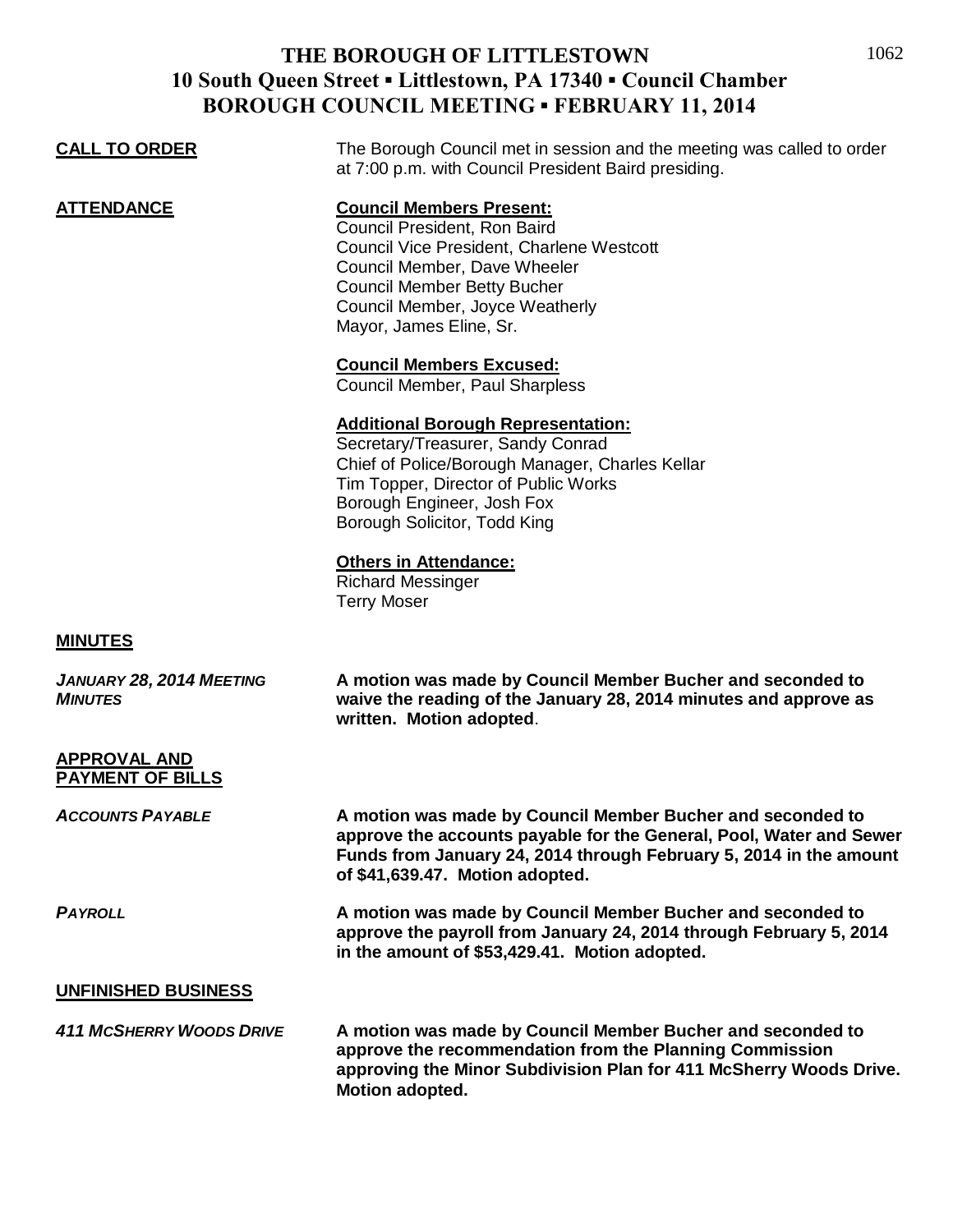# THE BOROUGH OF LITTLESTOWN
## 10 South Queen Street ▪ Littlestown, PA 17340 ▪ Council Chamber
## BOROUGH COUNCIL MEETING ▪ FEBRUARY 11, 2014

**CALL TO ORDER**

The Borough Council met in session and the meeting was called to order at 7:00 p.m. with Council President Baird presiding.

**ATTENDANCE**

**Council Members Present:**
Council President, Ron Baird
Council Vice President, Charlene Westcott
Council Member, Dave Wheeler
Council Member Betty Bucher
Council Member, Joyce Weatherly
Mayor, James Eline, Sr.

**Council Members Excused:**
Council Member, Paul Sharpless

**Additional Borough Representation:**
Secretary/Treasurer, Sandy Conrad
Chief of Police/Borough Manager, Charles Kellar
Tim Topper, Director of Public Works
Borough Engineer, Josh Fox
Borough Solicitor, Todd King

**Others in Attendance:**
Richard Messinger
Terry Moser

**MINUTES**

***JANUARY 28, 2014 MEETING MINUTES***

**A motion was made by Council Member Bucher and seconded to waive the reading of the January 28, 2014 minutes and approve as written. Motion adopted**.

**APPROVAL AND PAYMENT OF BILLS**

***ACCOUNTS PAYABLE***

**A motion was made by Council Member Bucher and seconded to approve the accounts payable for the General, Pool, Water and Sewer Funds from January 24, 2014 through February 5, 2014 in the amount of $41,639.47. Motion adopted.**

***PAYROLL***

**A motion was made by Council Member Bucher and seconded to approve the payroll from January 24, 2014 through February 5, 2014 in the amount of $53,429.41. Motion adopted.**

**UNFINISHED BUSINESS**

***411 MCSHERRY WOODS DRIVE***

**A motion was made by Council Member Bucher and seconded to approve the recommendation from the Planning Commission approving the Minor Subdivision Plan for 411 McSherry Woods Drive. Motion adopted.**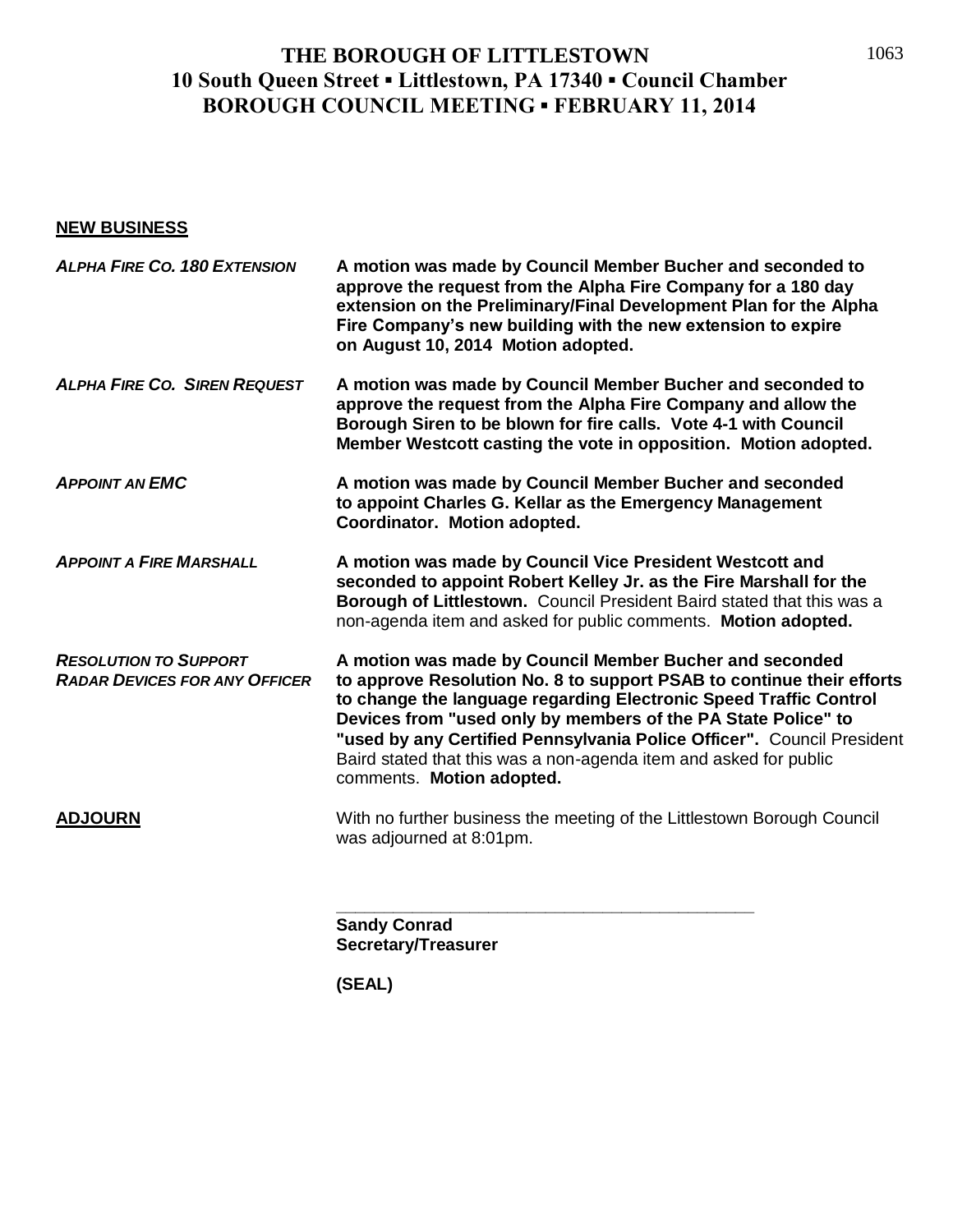**NEW BUSINESS**

***ALPHA FIRE CO. 180 EXTENSION*** — **A motion was made by Council Member Bucher and seconded to approve the request from the Alpha Fire Company for a 180 day extension on the Preliminary/Final Development Plan for the Alpha Fire Company's new building with the new extension to expire on August 10, 2014 Motion adopted.**

***ALPHA FIRE CO. SIREN REQUEST*** — **A motion was made by Council Member Bucher and seconded to approve the request from the Alpha Fire Company and allow the Borough Siren to be blown for fire calls. Vote 4-1 with Council Member Westcott casting the vote in opposition. Motion adopted.**

***APPOINT AN EMC*** — **A motion was made by Council Member Bucher and seconded to appoint Charles G. Kellar as the Emergency Management Coordinator. Motion adopted.**

***APPOINT A FIRE MARSHALL*** — **A motion was made by Council Vice President Westcott and seconded to appoint Robert Kelley Jr. as the Fire Marshall for the Borough of Littlestown.** Council President Baird stated that this was a non-agenda item and asked for public comments. **Motion adopted.**

***RESOLUTION TO SUPPORT RADAR DEVICES FOR ANY OFFICER*** — **A motion was made by Council Member Bucher and seconded to approve Resolution No. 8 to support PSAB to continue their efforts to change the language regarding Electronic Speed Traffic Control Devices from "used only by members of the PA State Police" to "used by any Certified Pennsylvania Police Officer".** Council President Baird stated that this was a non-agenda item and asked for public comments. **Motion adopted.**

**ADJOURN** — With no further business the meeting of the Littlestown Borough Council was adjourned at 8:01pm.

\_\_\_\_\_\_\_\_\_\_\_\_\_\_\_\_\_\_\_\_\_\_\_\_\_\_\_\_\_\_\_\_\_\_\_\_\_\_\_\_\_\_\_\_

**Sandy Conrad**
**Secretary/Treasurer**

**(SEAL)**